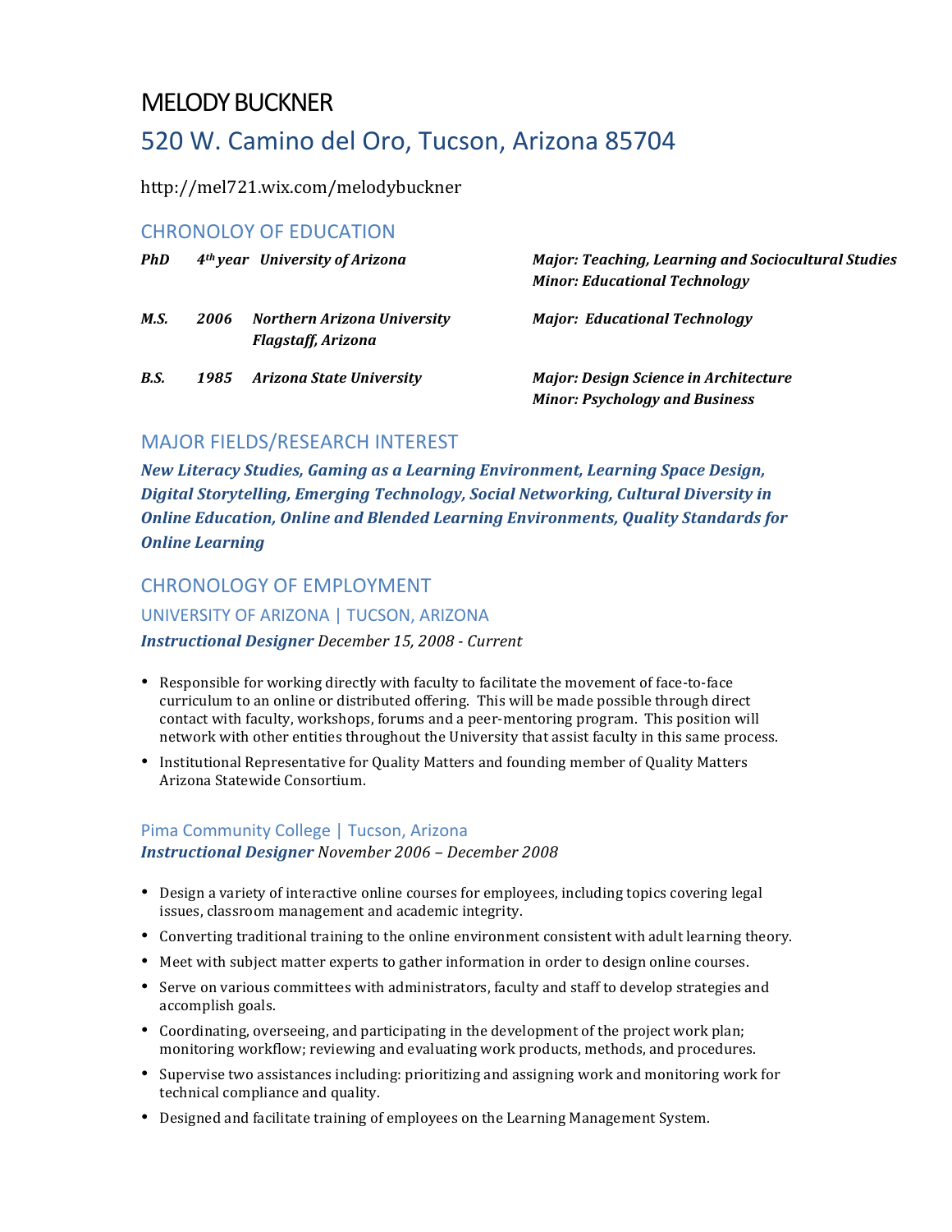# MELODY BUCKNER

## 520 W. Camino del Oro, Tucson, Arizona 85704

http://mel721.wix.com/melodybuckner

## CHRONOLOY OF EDUCATION

| | | | |
|---|---|---|---|
| ***PhD*** | ***4th year*** | ***University of Arizona*** | ***Major: Teaching, Learning and Sociocultural Studies*** <br> ***Minor: Educational Technology*** |
| ***M.S.*** | ***2006*** | ***Northern Arizona University*** <br> ***Flagstaff, Arizona*** | ***Major: Educational Technology*** |
| ***B.S.*** | ***1985*** | ***Arizona State University*** | ***Major: Design Science in Architecture*** <br> ***Minor: Psychology and Business*** |

## MAJOR FIELDS/RESEARCH INTEREST

***New Literacy Studies, Gaming as a Learning Environment, Learning Space Design, Digital Storytelling, Emerging Technology, Social Networking, Cultural Diversity in Online Education, Online and Blended Learning Environments, Quality Standards for Online Learning***

## CHRONOLOGY OF EMPLOYMENT

### UNIVERSITY OF ARIZONA | TUCSON, ARIZONA

***Instructional Designer*** *December 15, 2008 - Current*

- Responsible for working directly with faculty to facilitate the movement of face-to-face curriculum to an online or distributed offering. This will be made possible through direct contact with faculty, workshops, forums and a peer-mentoring program. This position will network with other entities throughout the University that assist faculty in this same process.
- Institutional Representative for Quality Matters and founding member of Quality Matters Arizona Statewide Consortium.

### Pima Community College | Tucson, Arizona

***Instructional Designer*** *November 2006 – December 2008*

- Design a variety of interactive online courses for employees, including topics covering legal issues, classroom management and academic integrity.
- Converting traditional training to the online environment consistent with adult learning theory.
- Meet with subject matter experts to gather information in order to design online courses.
- Serve on various committees with administrators, faculty and staff to develop strategies and accomplish goals.
- Coordinating, overseeing, and participating in the development of the project work plan; monitoring workflow; reviewing and evaluating work products, methods, and procedures.
- Supervise two assistances including: prioritizing and assigning work and monitoring work for technical compliance and quality.
- Designed and facilitate training of employees on the Learning Management System.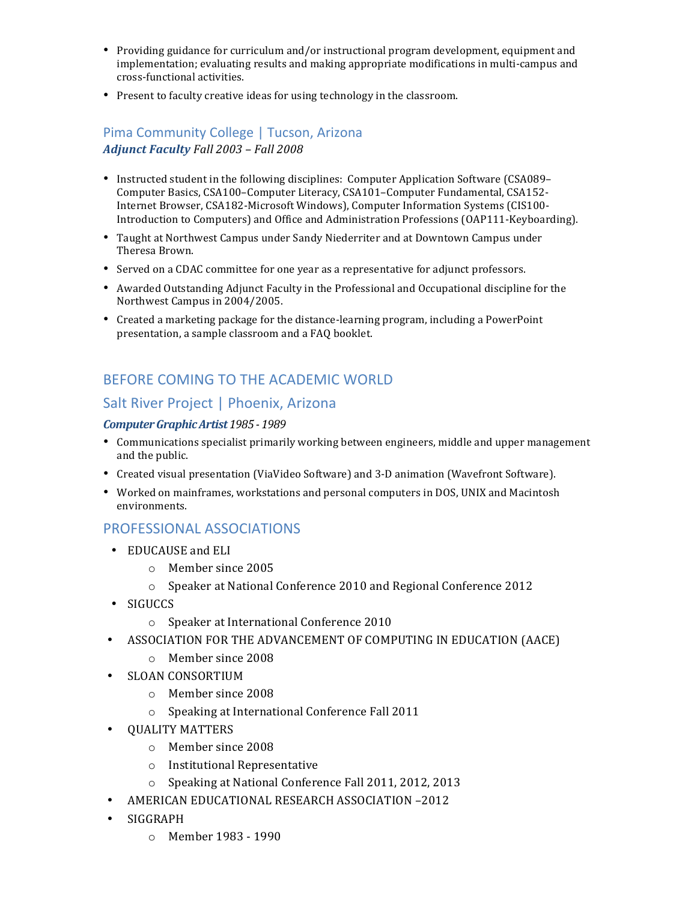- Providing guidance for curriculum and/or instructional program development, equipment and implementation; evaluating results and making appropriate modifications in multi-campus and cross-functional activities.
- Present to faculty creative ideas for using technology in the classroom.

### Pima Community College | Tucson, Arizona

***Adjunct Faculty*** *Fall 2003 – Fall 2008*

- Instructed student in the following disciplines: Computer Application Software (CSA089–Computer Basics, CSA100–Computer Literacy, CSA101–Computer Fundamental, CSA152-Internet Browser, CSA182-Microsoft Windows), Computer Information Systems (CIS100-Introduction to Computers) and Office and Administration Professions (OAP111-Keyboarding).
- Taught at Northwest Campus under Sandy Niederriter and at Downtown Campus under Theresa Brown.
- Served on a CDAC committee for one year as a representative for adjunct professors.
- Awarded Outstanding Adjunct Faculty in the Professional and Occupational discipline for the Northwest Campus in 2004/2005.
- Created a marketing package for the distance-learning program, including a PowerPoint presentation, a sample classroom and a FAQ booklet.

## BEFORE COMING TO THE ACADEMIC WORLD

### Salt River Project | Phoenix, Arizona

***Computer Graphic Artist*** *1985 - 1989*

- Communications specialist primarily working between engineers, middle and upper management and the public.
- Created visual presentation (ViaVideo Software) and 3-D animation (Wavefront Software).
- Worked on mainframes, workstations and personal computers in DOS, UNIX and Macintosh environments.

## PROFESSIONAL ASSOCIATIONS

- EDUCAUSE and ELI
  - Member since 2005
  - Speaker at National Conference 2010 and Regional Conference 2012
- SIGUCCS
  - Speaker at International Conference 2010
- ASSOCIATION FOR THE ADVANCEMENT OF COMPUTING IN EDUCATION (AACE)
  - Member since 2008
- SLOAN CONSORTIUM
  - Member since 2008
  - Speaking at International Conference Fall 2011
- QUALITY MATTERS
  - Member since 2008
  - Institutional Representative
  - Speaking at National Conference Fall 2011, 2012, 2013
- AMERICAN EDUCATIONAL RESEARCH ASSOCIATION –2012
- SIGGRAPH
  - Member 1983 - 1990